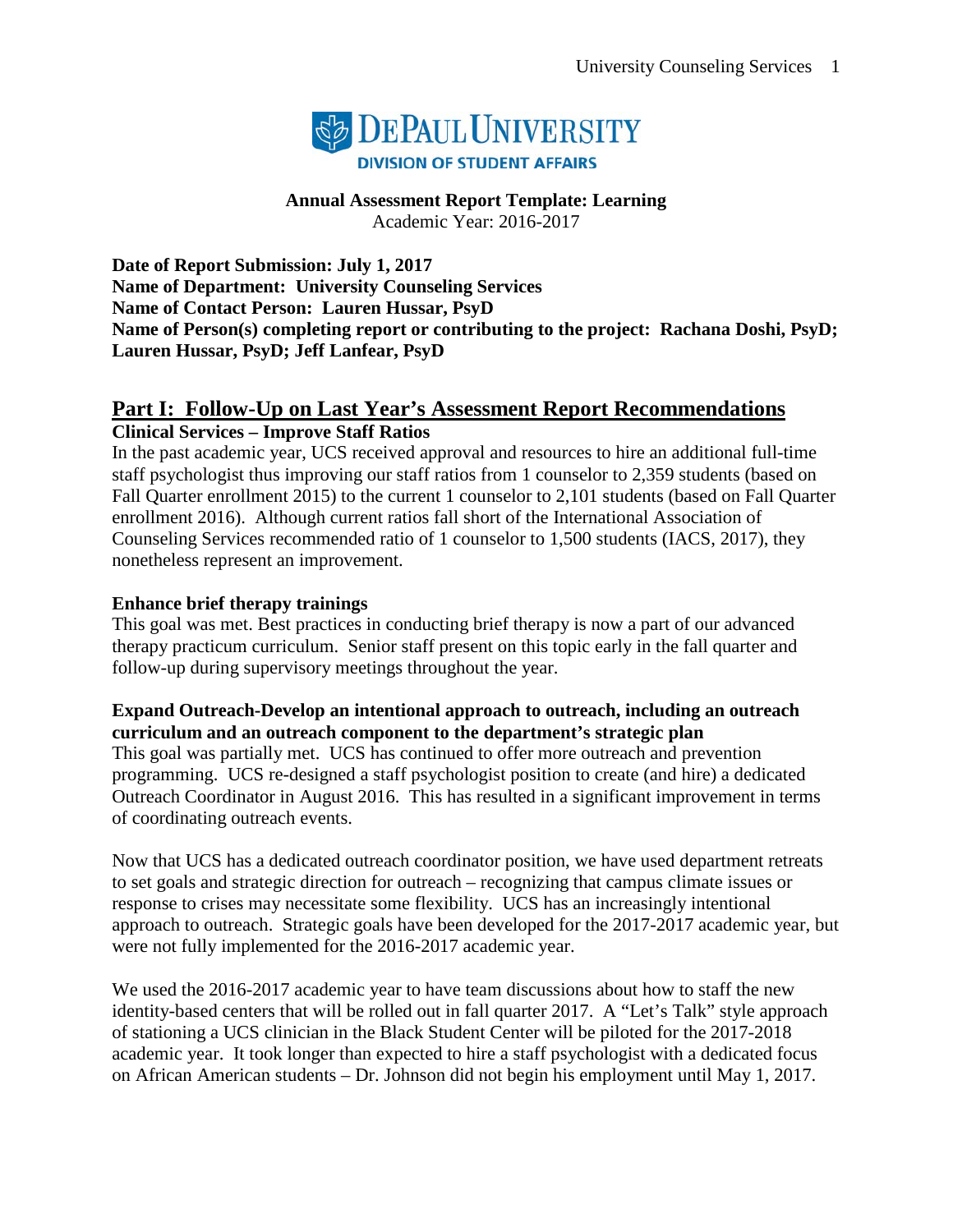DEPAUL UNIVERSITY
DIVISION OF STUDENT AFFAIRS

**Annual Assessment Report Template: Learning**
Academic Year: 2016-2017

**Date of Report Submission: July 1, 2017**
**Name of Department: University Counseling Services**
**Name of Contact Person: Lauren Hussar, PsyD**
**Name of Person(s) completing report or contributing to the project: Rachana Doshi, PsyD; Lauren Hussar, PsyD; Jeff Lanfear, PsyD**

## Part I: Follow-Up on Last Year's Assessment Report Recommendations

**Clinical Services – Improve Staff Ratios**

In the past academic year, UCS received approval and resources to hire an additional full-time staff psychologist thus improving our staff ratios from 1 counselor to 2,359 students (based on Fall Quarter enrollment 2015) to the current 1 counselor to 2,101 students (based on Fall Quarter enrollment 2016). Although current ratios fall short of the International Association of Counseling Services recommended ratio of 1 counselor to 1,500 students (IACS, 2017), they nonetheless represent an improvement.

**Enhance brief therapy trainings**

This goal was met. Best practices in conducting brief therapy is now a part of our advanced therapy practicum curriculum. Senior staff present on this topic early in the fall quarter and follow-up during supervisory meetings throughout the year.

**Expand Outreach-Develop an intentional approach to outreach, including an outreach curriculum and an outreach component to the department's strategic plan**

This goal was partially met. UCS has continued to offer more outreach and prevention programming. UCS re-designed a staff psychologist position to create (and hire) a dedicated Outreach Coordinator in August 2016. This has resulted in a significant improvement in terms of coordinating outreach events.

Now that UCS has a dedicated outreach coordinator position, we have used department retreats to set goals and strategic direction for outreach – recognizing that campus climate issues or response to crises may necessitate some flexibility. UCS has an increasingly intentional approach to outreach. Strategic goals have been developed for the 2017-2017 academic year, but were not fully implemented for the 2016-2017 academic year.

We used the 2016-2017 academic year to have team discussions about how to staff the new identity-based centers that will be rolled out in fall quarter 2017. A "Let's Talk" style approach of stationing a UCS clinician in the Black Student Center will be piloted for the 2017-2018 academic year. It took longer than expected to hire a staff psychologist with a dedicated focus on African American students – Dr. Johnson did not begin his employment until May 1, 2017.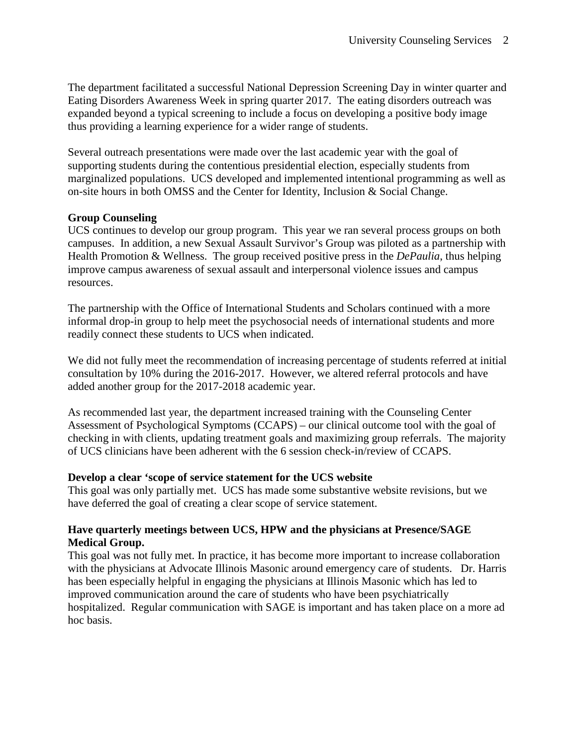The department facilitated a successful National Depression Screening Day in winter quarter and Eating Disorders Awareness Week in spring quarter 2017. The eating disorders outreach was expanded beyond a typical screening to include a focus on developing a positive body image thus providing a learning experience for a wider range of students.

Several outreach presentations were made over the last academic year with the goal of supporting students during the contentious presidential election, especially students from marginalized populations. UCS developed and implemented intentional programming as well as on-site hours in both OMSS and the Center for Identity, Inclusion & Social Change.

**Group Counseling**

UCS continues to develop our group program. This year we ran several process groups on both campuses. In addition, a new Sexual Assault Survivor's Group was piloted as a partnership with Health Promotion & Wellness. The group received positive press in the *DePaulia*, thus helping improve campus awareness of sexual assault and interpersonal violence issues and campus resources.

The partnership with the Office of International Students and Scholars continued with a more informal drop-in group to help meet the psychosocial needs of international students and more readily connect these students to UCS when indicated.

We did not fully meet the recommendation of increasing percentage of students referred at initial consultation by 10% during the 2016-2017. However, we altered referral protocols and have added another group for the 2017-2018 academic year.

As recommended last year, the department increased training with the Counseling Center Assessment of Psychological Symptoms (CCAPS) – our clinical outcome tool with the goal of checking in with clients, updating treatment goals and maximizing group referrals. The majority of UCS clinicians have been adherent with the 6 session check-in/review of CCAPS.

**Develop a clear 'scope of service statement for the UCS website**

This goal was only partially met. UCS has made some substantive website revisions, but we have deferred the goal of creating a clear scope of service statement.

**Have quarterly meetings between UCS, HPW and the physicians at Presence/SAGE Medical Group.**

This goal was not fully met. In practice, it has become more important to increase collaboration with the physicians at Advocate Illinois Masonic around emergency care of students. Dr. Harris has been especially helpful in engaging the physicians at Illinois Masonic which has led to improved communication around the care of students who have been psychiatrically hospitalized. Regular communication with SAGE is important and has taken place on a more ad hoc basis.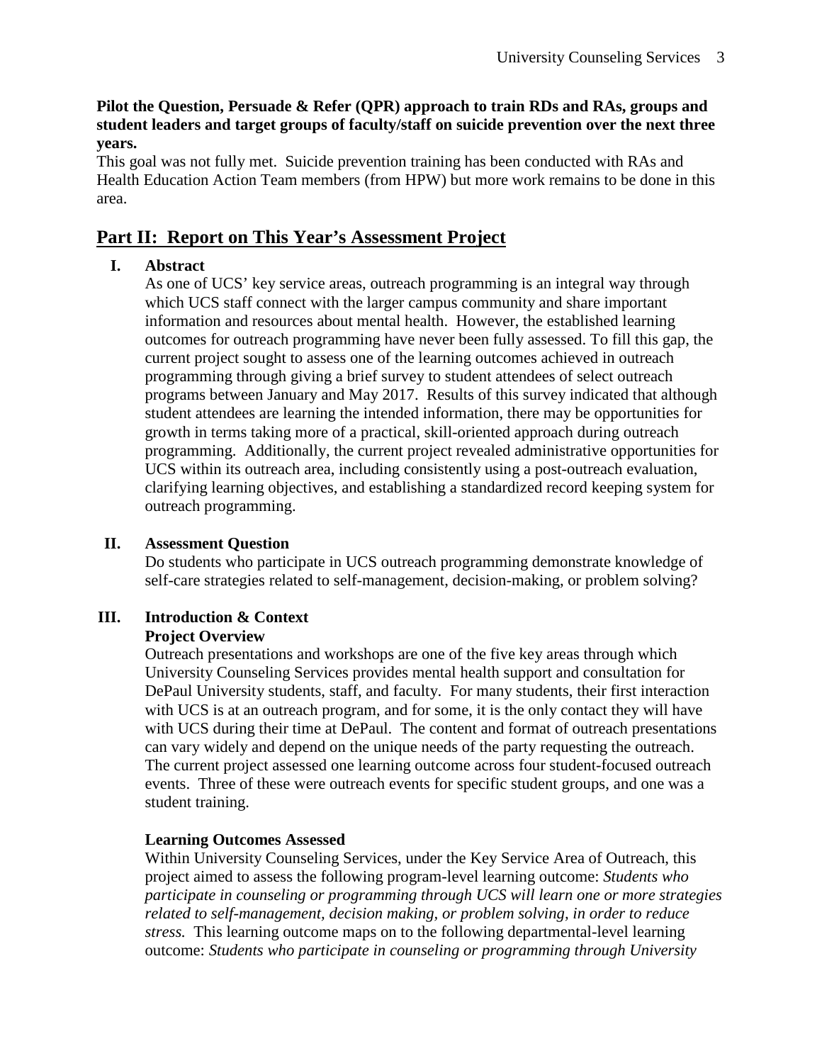**Pilot the Question, Persuade & Refer (QPR) approach to train RDs and RAs, groups and student leaders and target groups of faculty/staff on suicide prevention over the next three years.**

This goal was not fully met. Suicide prevention training has been conducted with RAs and Health Education Action Team members (from HPW) but more work remains to be done in this area.

## Part II: Report on This Year's Assessment Project

### I. Abstract

As one of UCS' key service areas, outreach programming is an integral way through which UCS staff connect with the larger campus community and share important information and resources about mental health. However, the established learning outcomes for outreach programming have never been fully assessed. To fill this gap, the current project sought to assess one of the learning outcomes achieved in outreach programming through giving a brief survey to student attendees of select outreach programs between January and May 2017. Results of this survey indicated that although student attendees are learning the intended information, there may be opportunities for growth in terms taking more of a practical, skill-oriented approach during outreach programming. Additionally, the current project revealed administrative opportunities for UCS within its outreach area, including consistently using a post-outreach evaluation, clarifying learning objectives, and establishing a standardized record keeping system for outreach programming.

### II. Assessment Question

Do students who participate in UCS outreach programming demonstrate knowledge of self-care strategies related to self-management, decision-making, or problem solving?

### III. Introduction & Context

**Project Overview**

Outreach presentations and workshops are one of the five key areas through which University Counseling Services provides mental health support and consultation for DePaul University students, staff, and faculty. For many students, their first interaction with UCS is at an outreach program, and for some, it is the only contact they will have with UCS during their time at DePaul. The content and format of outreach presentations can vary widely and depend on the unique needs of the party requesting the outreach. The current project assessed one learning outcome across four student-focused outreach events. Three of these were outreach events for specific student groups, and one was a student training.

**Learning Outcomes Assessed**

Within University Counseling Services, under the Key Service Area of Outreach, this project aimed to assess the following program-level learning outcome: *Students who participate in counseling or programming through UCS will learn one or more strategies related to self-management, decision making, or problem solving, in order to reduce stress.* This learning outcome maps on to the following departmental-level learning outcome: *Students who participate in counseling or programming through University*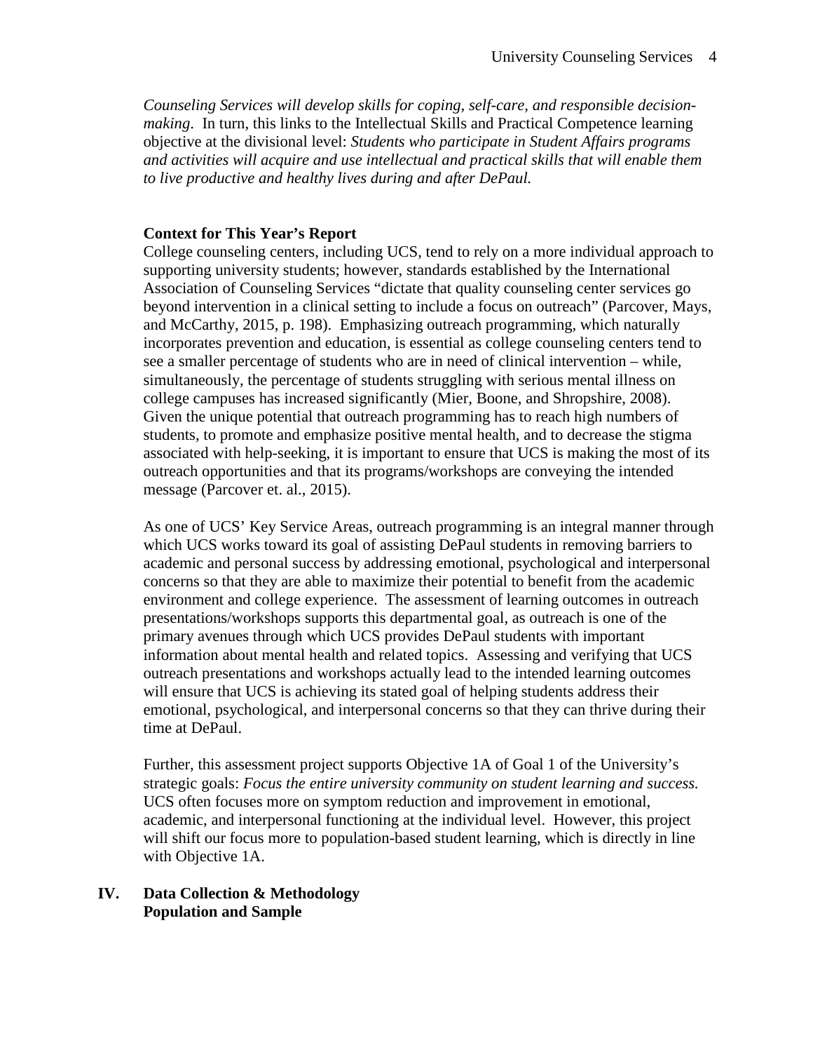*Counseling Services will develop skills for coping, self-care, and responsible decision-making*. In turn, this links to the Intellectual Skills and Practical Competence learning objective at the divisional level: *Students who participate in Student Affairs programs and activities will acquire and use intellectual and practical skills that will enable them to live productive and healthy lives during and after DePaul.*

**Context for This Year's Report**

College counseling centers, including UCS, tend to rely on a more individual approach to supporting university students; however, standards established by the International Association of Counseling Services "dictate that quality counseling center services go beyond intervention in a clinical setting to include a focus on outreach" (Parcover, Mays, and McCarthy, 2015, p. 198). Emphasizing outreach programming, which naturally incorporates prevention and education, is essential as college counseling centers tend to see a smaller percentage of students who are in need of clinical intervention – while, simultaneously, the percentage of students struggling with serious mental illness on college campuses has increased significantly (Mier, Boone, and Shropshire, 2008). Given the unique potential that outreach programming has to reach high numbers of students, to promote and emphasize positive mental health, and to decrease the stigma associated with help-seeking, it is important to ensure that UCS is making the most of its outreach opportunities and that its programs/workshops are conveying the intended message (Parcover et. al., 2015).

As one of UCS' Key Service Areas, outreach programming is an integral manner through which UCS works toward its goal of assisting DePaul students in removing barriers to academic and personal success by addressing emotional, psychological and interpersonal concerns so that they are able to maximize their potential to benefit from the academic environment and college experience. The assessment of learning outcomes in outreach presentations/workshops supports this departmental goal, as outreach is one of the primary avenues through which UCS provides DePaul students with important information about mental health and related topics. Assessing and verifying that UCS outreach presentations and workshops actually lead to the intended learning outcomes will ensure that UCS is achieving its stated goal of helping students address their emotional, psychological, and interpersonal concerns so that they can thrive during their time at DePaul.

Further, this assessment project supports Objective 1A of Goal 1 of the University's strategic goals: *Focus the entire university community on student learning and success.* UCS often focuses more on symptom reduction and improvement in emotional, academic, and interpersonal functioning at the individual level. However, this project will shift our focus more to population-based student learning, which is directly in line with Objective 1A.

## IV. Data Collection & Methodology

**Population and Sample**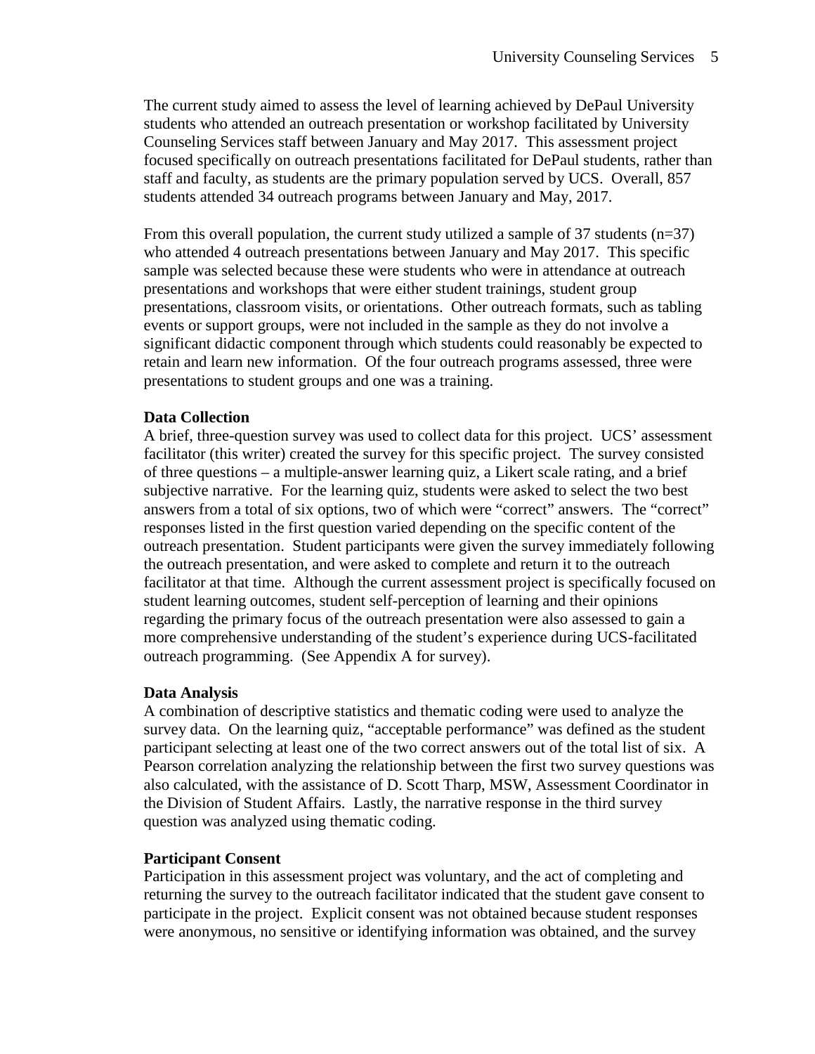The current study aimed to assess the level of learning achieved by DePaul University students who attended an outreach presentation or workshop facilitated by University Counseling Services staff between January and May 2017. This assessment project focused specifically on outreach presentations facilitated for DePaul students, rather than staff and faculty, as students are the primary population served by UCS. Overall, 857 students attended 34 outreach programs between January and May, 2017.

From this overall population, the current study utilized a sample of 37 students (n=37) who attended 4 outreach presentations between January and May 2017. This specific sample was selected because these were students who were in attendance at outreach presentations and workshops that were either student trainings, student group presentations, classroom visits, or orientations. Other outreach formats, such as tabling events or support groups, were not included in the sample as they do not involve a significant didactic component through which students could reasonably be expected to retain and learn new information. Of the four outreach programs assessed, three were presentations to student groups and one was a training.

**Data Collection**

A brief, three-question survey was used to collect data for this project. UCS' assessment facilitator (this writer) created the survey for this specific project. The survey consisted of three questions – a multiple-answer learning quiz, a Likert scale rating, and a brief subjective narrative. For the learning quiz, students were asked to select the two best answers from a total of six options, two of which were "correct" answers. The "correct" responses listed in the first question varied depending on the specific content of the outreach presentation. Student participants were given the survey immediately following the outreach presentation, and were asked to complete and return it to the outreach facilitator at that time. Although the current assessment project is specifically focused on student learning outcomes, student self-perception of learning and their opinions regarding the primary focus of the outreach presentation were also assessed to gain a more comprehensive understanding of the student's experience during UCS-facilitated outreach programming. (See Appendix A for survey).

**Data Analysis**

A combination of descriptive statistics and thematic coding were used to analyze the survey data. On the learning quiz, "acceptable performance" was defined as the student participant selecting at least one of the two correct answers out of the total list of six. A Pearson correlation analyzing the relationship between the first two survey questions was also calculated, with the assistance of D. Scott Tharp, MSW, Assessment Coordinator in the Division of Student Affairs. Lastly, the narrative response in the third survey question was analyzed using thematic coding.

**Participant Consent**

Participation in this assessment project was voluntary, and the act of completing and returning the survey to the outreach facilitator indicated that the student gave consent to participate in the project. Explicit consent was not obtained because student responses were anonymous, no sensitive or identifying information was obtained, and the survey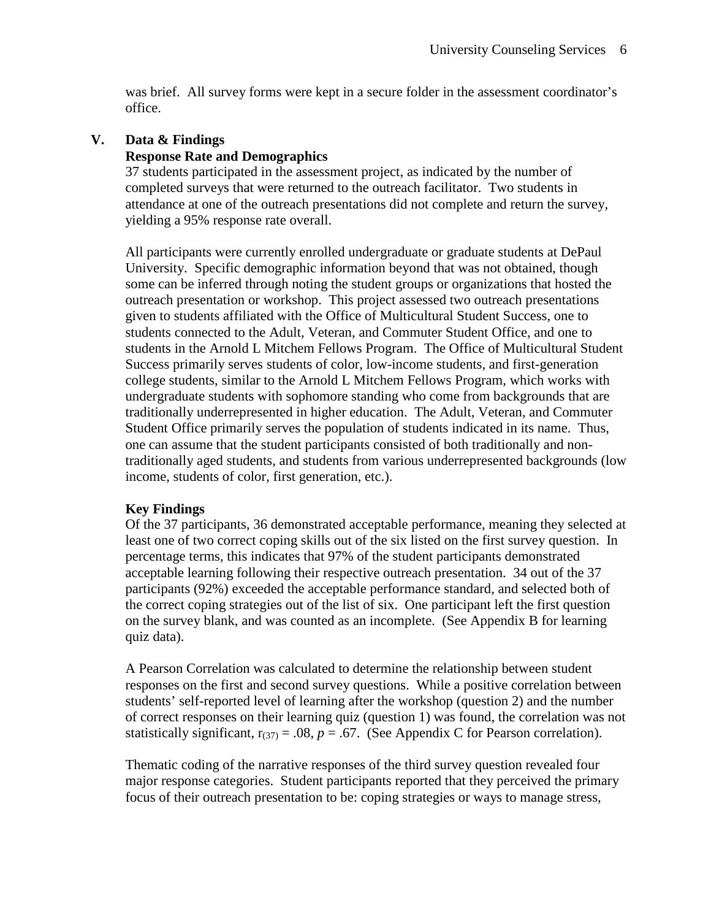was brief. All survey forms were kept in a secure folder in the assessment coordinator's office.

## V. Data & Findings

### Response Rate and Demographics

37 students participated in the assessment project, as indicated by the number of completed surveys that were returned to the outreach facilitator. Two students in attendance at one of the outreach presentations did not complete and return the survey, yielding a 95% response rate overall.

All participants were currently enrolled undergraduate or graduate students at DePaul University. Specific demographic information beyond that was not obtained, though some can be inferred through noting the student groups or organizations that hosted the outreach presentation or workshop. This project assessed two outreach presentations given to students affiliated with the Office of Multicultural Student Success, one to students connected to the Adult, Veteran, and Commuter Student Office, and one to students in the Arnold L Mitchem Fellows Program. The Office of Multicultural Student Success primarily serves students of color, low-income students, and first-generation college students, similar to the Arnold L Mitchem Fellows Program, which works with undergraduate students with sophomore standing who come from backgrounds that are traditionally underrepresented in higher education. The Adult, Veteran, and Commuter Student Office primarily serves the population of students indicated in its name. Thus, one can assume that the student participants consisted of both traditionally and non-traditionally aged students, and students from various underrepresented backgrounds (low income, students of color, first generation, etc.).

### Key Findings

Of the 37 participants, 36 demonstrated acceptable performance, meaning they selected at least one of two correct coping skills out of the six listed on the first survey question. In percentage terms, this indicates that 97% of the student participants demonstrated acceptable learning following their respective outreach presentation. 34 out of the 37 participants (92%) exceeded the acceptable performance standard, and selected both of the correct coping strategies out of the list of six. One participant left the first question on the survey blank, and was counted as an incomplete. (See Appendix B for learning quiz data).

A Pearson Correlation was calculated to determine the relationship between student responses on the first and second survey questions. While a positive correlation between students' self-reported level of learning after the workshop (question 2) and the number of correct responses on their learning quiz (question 1) was found, the correlation was not statistically significant, $r_{(37)} = .08$, $p = .67$. (See Appendix C for Pearson correlation).

Thematic coding of the narrative responses of the third survey question revealed four major response categories. Student participants reported that they perceived the primary focus of their outreach presentation to be: coping strategies or ways to manage stress,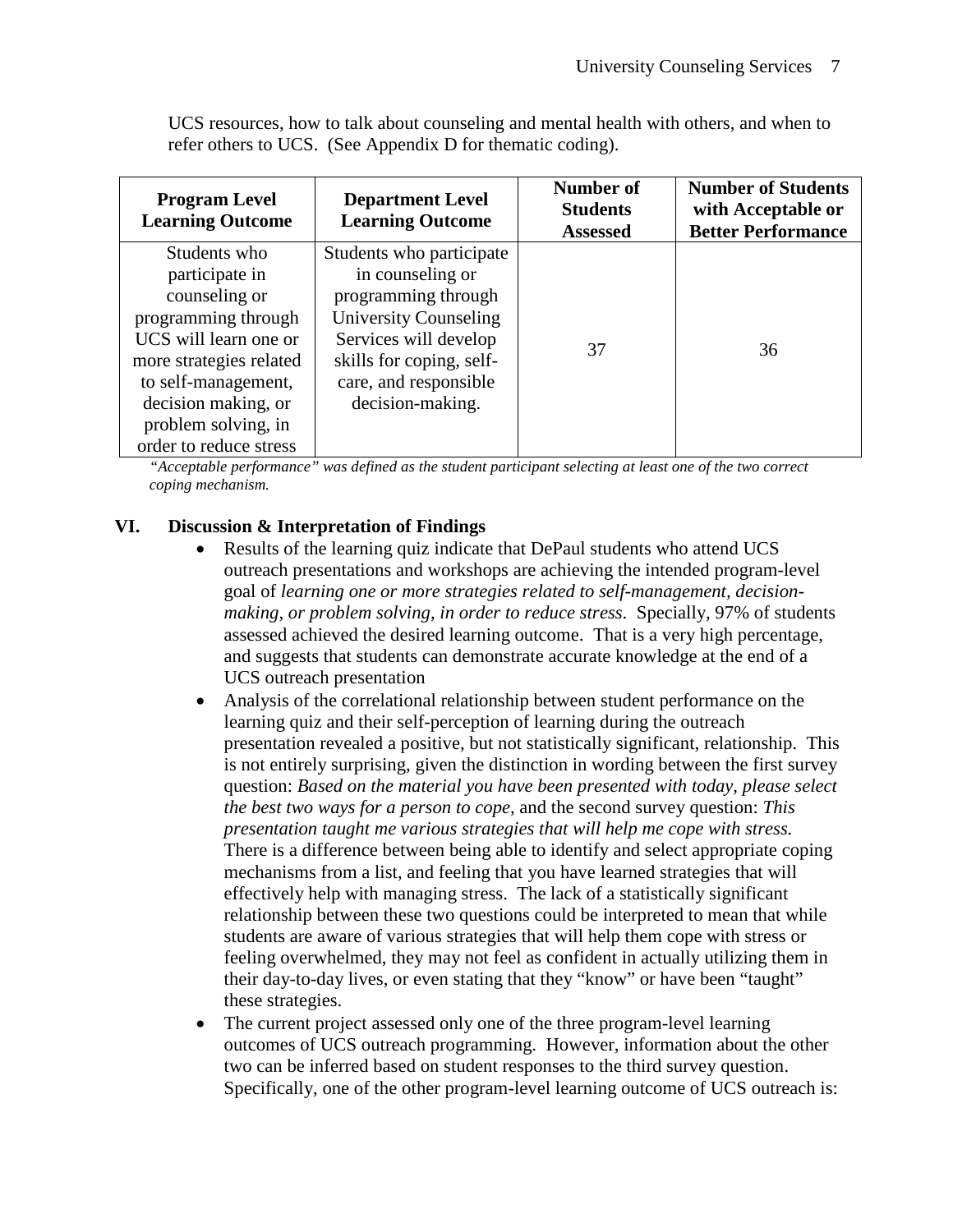UCS resources, how to talk about counseling and mental health with others, and when to refer others to UCS. (See Appendix D for thematic coding).

| Program Level Learning Outcome | Department Level Learning Outcome | Number of Students Assessed | Number of Students with Acceptable or Better Performance |
|---|---|---|---|
| Students who participate in counseling or programming through UCS will learn one or more strategies related to self-management, decision making, or problem solving, in order to reduce stress | Students who participate in counseling or programming through University Counseling Services will develop skills for coping, self-care, and responsible decision-making. | 37 | 36 |

*"Acceptable performance" was defined as the student participant selecting at least one of the two correct coping mechanism.*

## VI. Discussion & Interpretation of Findings

- Results of the learning quiz indicate that DePaul students who attend UCS outreach presentations and workshops are achieving the intended program-level goal of *learning one or more strategies related to self-management, decision-making, or problem solving, in order to reduce stress.* Specially, 97% of students assessed achieved the desired learning outcome. That is a very high percentage, and suggests that students can demonstrate accurate knowledge at the end of a UCS outreach presentation
- Analysis of the correlational relationship between student performance on the learning quiz and their self-perception of learning during the outreach presentation revealed a positive, but not statistically significant, relationship. This is not entirely surprising, given the distinction in wording between the first survey question: *Based on the material you have been presented with today, please select the best two ways for a person to cope*, and the second survey question: *This presentation taught me various strategies that will help me cope with stress.* There is a difference between being able to identify and select appropriate coping mechanisms from a list, and feeling that you have learned strategies that will effectively help with managing stress. The lack of a statistically significant relationship between these two questions could be interpreted to mean that while students are aware of various strategies that will help them cope with stress or feeling overwhelmed, they may not feel as confident in actually utilizing them in their day-to-day lives, or even stating that they "know" or have been "taught" these strategies.
- The current project assessed only one of the three program-level learning outcomes of UCS outreach programming. However, information about the other two can be inferred based on student responses to the third survey question. Specifically, one of the other program-level learning outcome of UCS outreach is: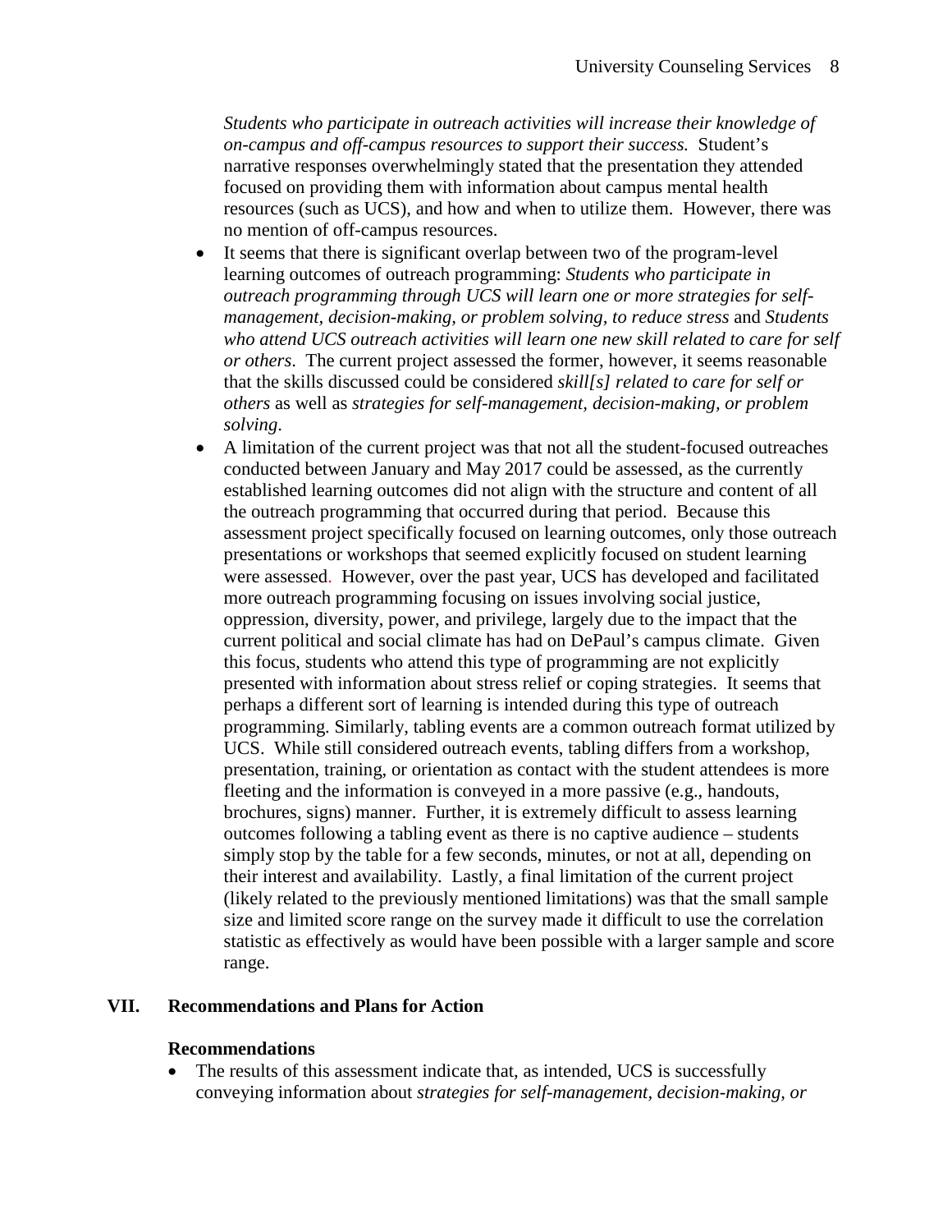*Students who participate in outreach activities will increase their knowledge of on-campus and off-campus resources to support their success.* Student's narrative responses overwhelmingly stated that the presentation they attended focused on providing them with information about campus mental health resources (such as UCS), and how and when to utilize them. However, there was no mention of off-campus resources.

- It seems that there is significant overlap between two of the program-level learning outcomes of outreach programming: *Students who participate in outreach programming through UCS will learn one or more strategies for self-management, decision-making, or problem solving, to reduce stress* and *Students who attend UCS outreach activities will learn one new skill related to care for self or others*. The current project assessed the former, however, it seems reasonable that the skills discussed could be considered *skill[s] related to care for self or others* as well as *strategies for self-management, decision-making, or problem solving*.
- A limitation of the current project was that not all the student-focused outreaches conducted between January and May 2017 could be assessed, as the currently established learning outcomes did not align with the structure and content of all the outreach programming that occurred during that period. Because this assessment project specifically focused on learning outcomes, only those outreach presentations or workshops that seemed explicitly focused on student learning were assessed. However, over the past year, UCS has developed and facilitated more outreach programming focusing on issues involving social justice, oppression, diversity, power, and privilege, largely due to the impact that the current political and social climate has had on DePaul's campus climate. Given this focus, students who attend this type of programming are not explicitly presented with information about stress relief or coping strategies. It seems that perhaps a different sort of learning is intended during this type of outreach programming. Similarly, tabling events are a common outreach format utilized by UCS. While still considered outreach events, tabling differs from a workshop, presentation, training, or orientation as contact with the student attendees is more fleeting and the information is conveyed in a more passive (e.g., handouts, brochures, signs) manner. Further, it is extremely difficult to assess learning outcomes following a tabling event as there is no captive audience – students simply stop by the table for a few seconds, minutes, or not at all, depending on their interest and availability. Lastly, a final limitation of the current project (likely related to the previously mentioned limitations) was that the small sample size and limited score range on the survey made it difficult to use the correlation statistic as effectively as would have been possible with a larger sample and score range.

## VII. Recommendations and Plans for Action

### Recommendations

- The results of this assessment indicate that, as intended, UCS is successfully conveying information about *strategies for self-management, decision-making, or*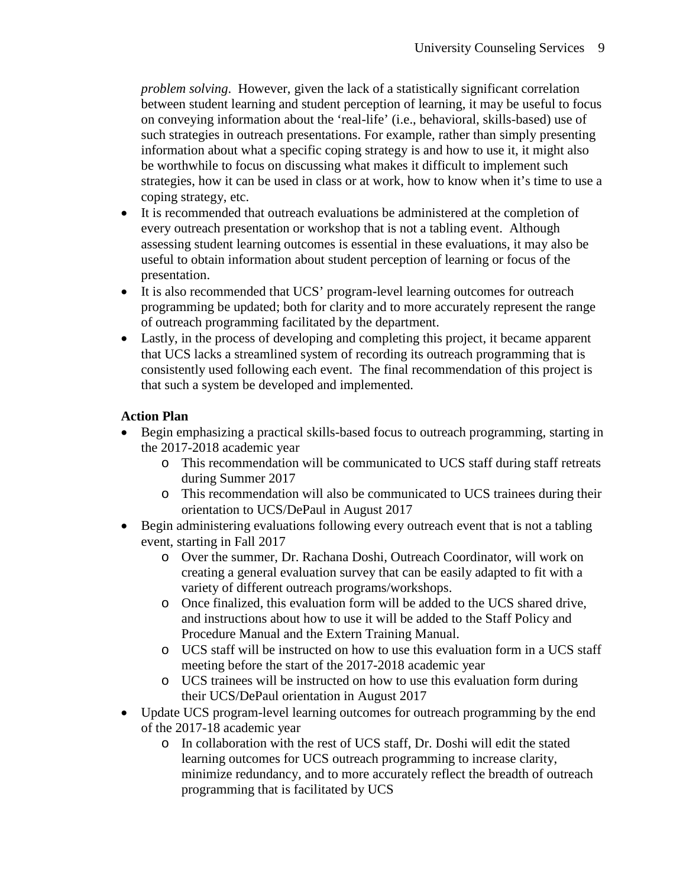*problem solving*. However, given the lack of a statistically significant correlation between student learning and student perception of learning, it may be useful to focus on conveying information about the 'real-life' (i.e., behavioral, skills-based) use of such strategies in outreach presentations. For example, rather than simply presenting information about what a specific coping strategy is and how to use it, it might also be worthwhile to focus on discussing what makes it difficult to implement such strategies, how it can be used in class or at work, how to know when it's time to use a coping strategy, etc.

- It is recommended that outreach evaluations be administered at the completion of every outreach presentation or workshop that is not a tabling event. Although assessing student learning outcomes is essential in these evaluations, it may also be useful to obtain information about student perception of learning or focus of the presentation.
- It is also recommended that UCS' program-level learning outcomes for outreach programming be updated; both for clarity and to more accurately represent the range of outreach programming facilitated by the department.
- Lastly, in the process of developing and completing this project, it became apparent that UCS lacks a streamlined system of recording its outreach programming that is consistently used following each event. The final recommendation of this project is that such a system be developed and implemented.

**Action Plan**

- Begin emphasizing a practical skills-based focus to outreach programming, starting in the 2017-2018 academic year
  - This recommendation will be communicated to UCS staff during staff retreats during Summer 2017
  - This recommendation will also be communicated to UCS trainees during their orientation to UCS/DePaul in August 2017
- Begin administering evaluations following every outreach event that is not a tabling event, starting in Fall 2017
  - Over the summer, Dr. Rachana Doshi, Outreach Coordinator, will work on creating a general evaluation survey that can be easily adapted to fit with a variety of different outreach programs/workshops.
  - Once finalized, this evaluation form will be added to the UCS shared drive, and instructions about how to use it will be added to the Staff Policy and Procedure Manual and the Extern Training Manual.
  - UCS staff will be instructed on how to use this evaluation form in a UCS staff meeting before the start of the 2017-2018 academic year
  - UCS trainees will be instructed on how to use this evaluation form during their UCS/DePaul orientation in August 2017
- Update UCS program-level learning outcomes for outreach programming by the end of the 2017-18 academic year
  - In collaboration with the rest of UCS staff, Dr. Doshi will edit the stated learning outcomes for UCS outreach programming to increase clarity, minimize redundancy, and to more accurately reflect the breadth of outreach programming that is facilitated by UCS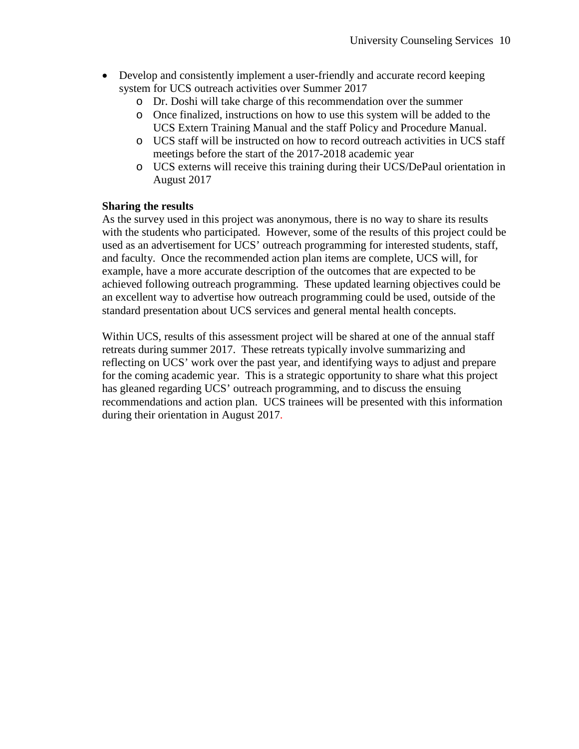- Develop and consistently implement a user-friendly and accurate record keeping system for UCS outreach activities over Summer 2017
    - Dr. Doshi will take charge of this recommendation over the summer
    - Once finalized, instructions on how to use this system will be added to the UCS Extern Training Manual and the staff Policy and Procedure Manual.
    - UCS staff will be instructed on how to record outreach activities in UCS staff meetings before the start of the 2017-2018 academic year
    - UCS externs will receive this training during their UCS/DePaul orientation in August 2017

**Sharing the results**

As the survey used in this project was anonymous, there is no way to share its results with the students who participated. However, some of the results of this project could be used as an advertisement for UCS' outreach programming for interested students, staff, and faculty. Once the recommended action plan items are complete, UCS will, for example, have a more accurate description of the outcomes that are expected to be achieved following outreach programming. These updated learning objectives could be an excellent way to advertise how outreach programming could be used, outside of the standard presentation about UCS services and general mental health concepts.

Within UCS, results of this assessment project will be shared at one of the annual staff retreats during summer 2017. These retreats typically involve summarizing and reflecting on UCS' work over the past year, and identifying ways to adjust and prepare for the coming academic year. This is a strategic opportunity to share what this project has gleaned regarding UCS' outreach programming, and to discuss the ensuing recommendations and action plan. UCS trainees will be presented with this information during their orientation in August 2017.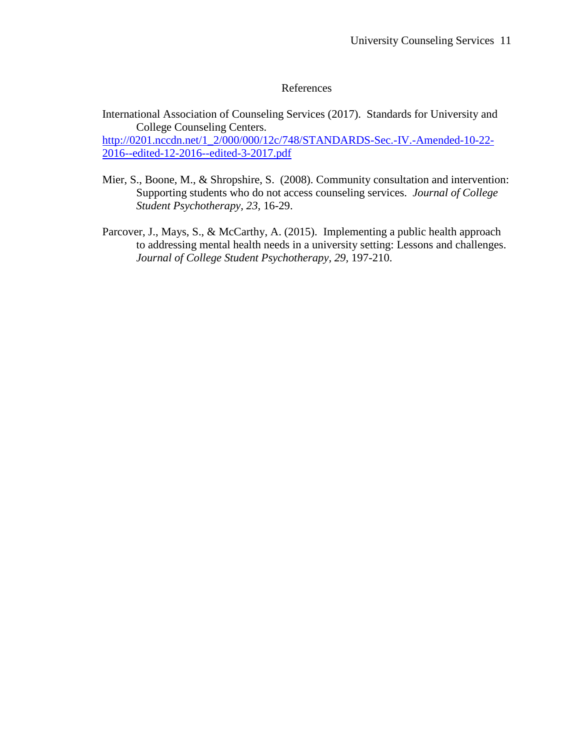# References

International Association of Counseling Services (2017). Standards for University and College Counseling Centers. http://0201.nccdn.net/1_2/000/000/12c/748/STANDARDS-Sec.-IV.-Amended-10-22-2016--edited-12-2016--edited-3-2017.pdf

Mier, S., Boone, M., & Shropshire, S. (2008). Community consultation and intervention: Supporting students who do not access counseling services. *Journal of College Student Psychotherapy, 23,* 16-29.

Parcover, J., Mays, S., & McCarthy, A. (2015). Implementing a public health approach to addressing mental health needs in a university setting: Lessons and challenges. *Journal of College Student Psychotherapy, 29,* 197-210.